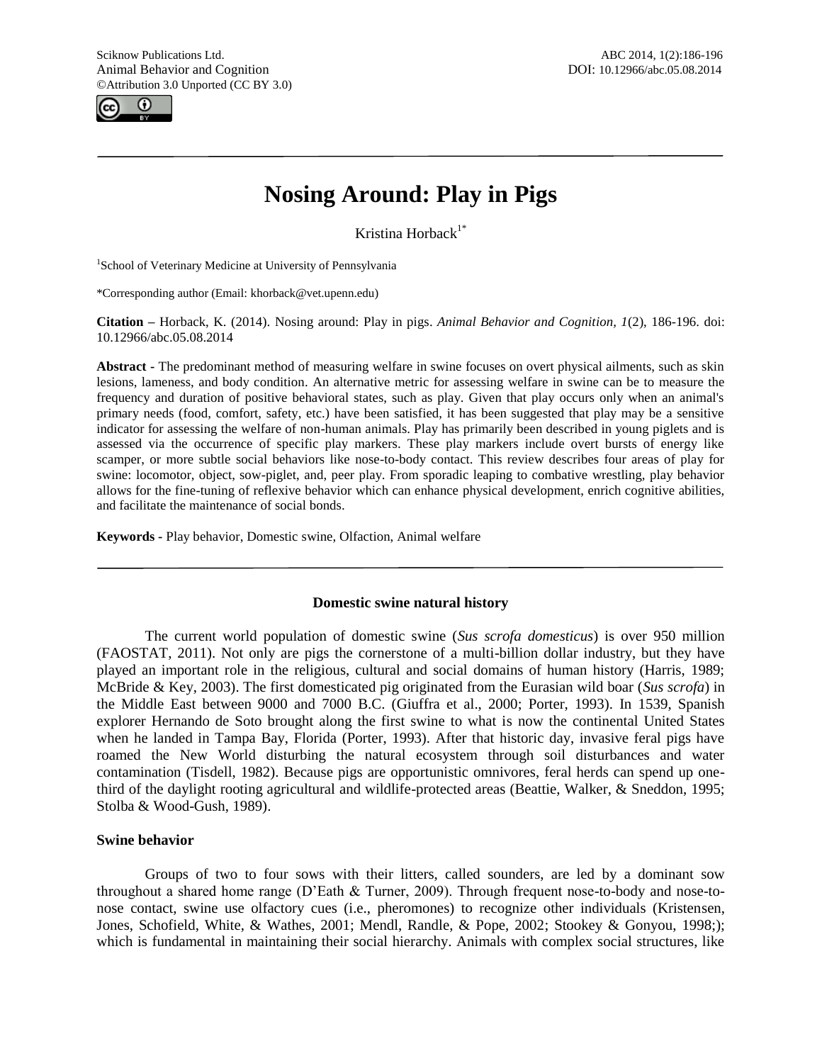Sciknow Publications Ltd.

Animal Behavior and Cognition

©Attribution 3.0 Unported (CC BY 3.0)

ABC 2014, 1(2):186-196

DOI: 10.12966/abc.05.08.2014

# Nosing Around: Play in Pigs

Kristina Horback[1*]

[1]School of Veterinary Medicine at University of Pennsylvania

*Corresponding author (Email: khorback@vet.upenn.edu)

**Citation –** Horback, K. (2014). Nosing around: Play in pigs. *Animal Behavior and Cognition, 1*(2), 186-196. doi: 10.12966/abc.05.08.2014

**Abstract -** The predominant method of measuring welfare in swine focuses on overt physical ailments, such as skin lesions, lameness, and body condition. An alternative metric for assessing welfare in swine can be to measure the frequency and duration of positive behavioral states, such as play. Given that play occurs only when an animal's primary needs (food, comfort, safety, etc.) have been satisfied, it has been suggested that play may be a sensitive indicator for assessing the welfare of non-human animals. Play has primarily been described in young piglets and is assessed via the occurrence of specific play markers. These play markers include overt bursts of energy like scamper, or more subtle social behaviors like nose-to-body contact. This review describes four areas of play for swine: locomotor, object, sow-piglet, and, peer play. From sporadic leaping to combative wrestling, play behavior allows for the fine-tuning of reflexive behavior which can enhance physical development, enrich cognitive abilities, and facilitate the maintenance of social bonds.

**Keywords -** Play behavior, Domestic swine, Olfaction, Animal welfare

## Domestic swine natural history

The current world population of domestic swine (*Sus scrofa domesticus*) is over 950 million (FAOSTAT, 2011). Not only are pigs the cornerstone of a multi-billion dollar industry, but they have played an important role in the religious, cultural and social domains of human history (Harris, 1989; McBride & Key, 2003). The first domesticated pig originated from the Eurasian wild boar (*Sus scrofa*) in the Middle East between 9000 and 7000 B.C. (Giuffra et al., 2000; Porter, 1993). In 1539, Spanish explorer Hernando de Soto brought along the first swine to what is now the continental United States when he landed in Tampa Bay, Florida (Porter, 1993). After that historic day, invasive feral pigs have roamed the New World disturbing the natural ecosystem through soil disturbances and water contamination (Tisdell, 1982). Because pigs are opportunistic omnivores, feral herds can spend up one-third of the daylight rooting agricultural and wildlife-protected areas (Beattie, Walker, & Sneddon, 1995; Stolba & Wood-Gush, 1989).

### Swine behavior

Groups of two to four sows with their litters, called sounders, are led by a dominant sow throughout a shared home range (D'Eath & Turner, 2009). Through frequent nose-to-body and nose-to-nose contact, swine use olfactory cues (i.e., pheromones) to recognize other individuals (Kristensen, Jones, Schofield, White, & Wathes, 2001; Mendl, Randle, & Pope, 2002; Stookey & Gonyou, 1998;); which is fundamental in maintaining their social hierarchy. Animals with complex social structures, like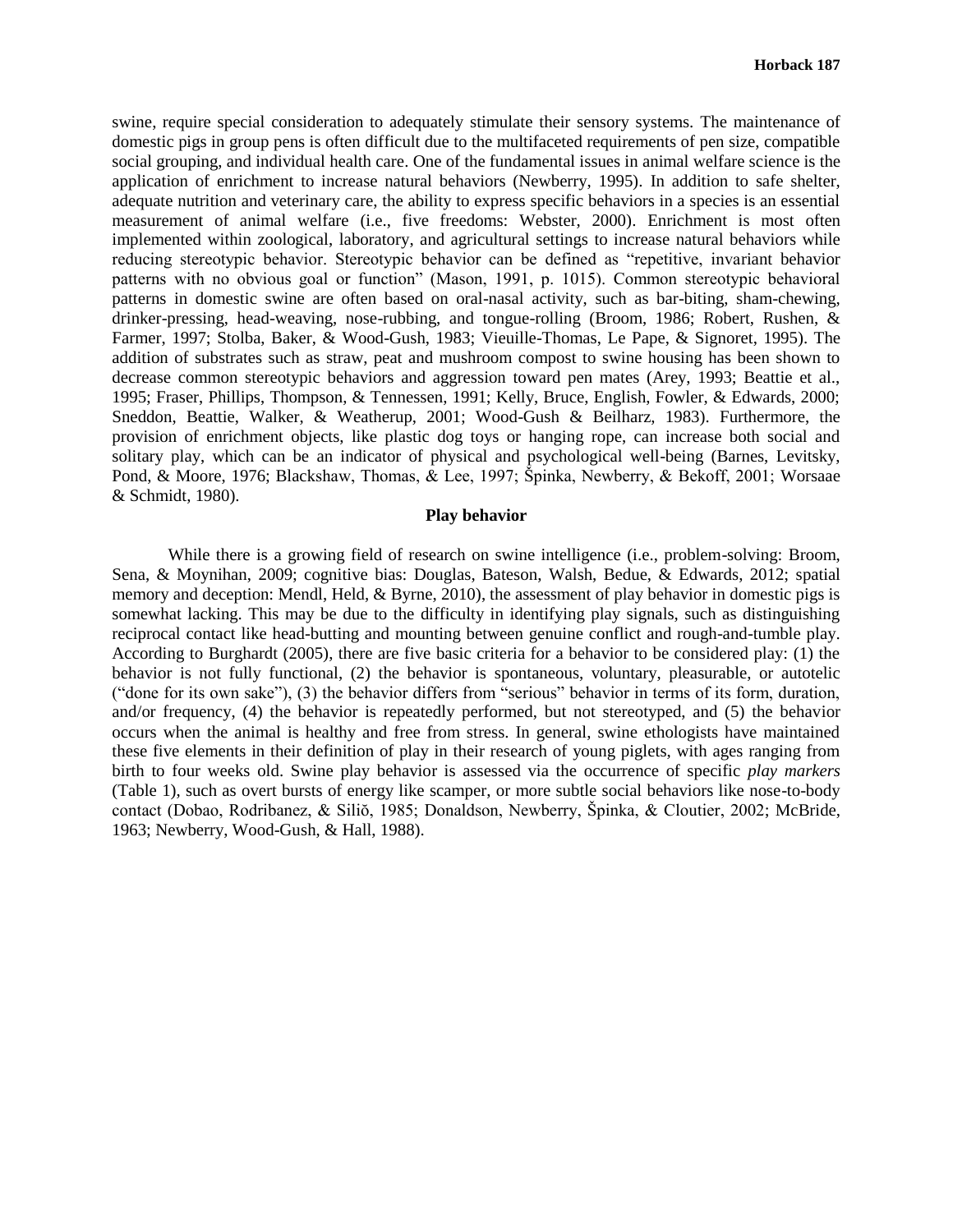swine, require special consideration to adequately stimulate their sensory systems. The maintenance of domestic pigs in group pens is often difficult due to the multifaceted requirements of pen size, compatible social grouping, and individual health care. One of the fundamental issues in animal welfare science is the application of enrichment to increase natural behaviors (Newberry, 1995). In addition to safe shelter, adequate nutrition and veterinary care, the ability to express specific behaviors in a species is an essential measurement of animal welfare (i.e., five freedoms: Webster, 2000). Enrichment is most often implemented within zoological, laboratory, and agricultural settings to increase natural behaviors while reducing stereotypic behavior. Stereotypic behavior can be defined as "repetitive, invariant behavior patterns with no obvious goal or function" (Mason, 1991, p. 1015). Common stereotypic behavioral patterns in domestic swine are often based on oral-nasal activity, such as bar-biting, sham-chewing, drinker-pressing, head-weaving, nose-rubbing, and tongue-rolling (Broom, 1986; Robert, Rushen, & Farmer, 1997; Stolba, Baker, & Wood-Gush, 1983; Vieuille-Thomas, Le Pape, & Signoret, 1995). The addition of substrates such as straw, peat and mushroom compost to swine housing has been shown to decrease common stereotypic behaviors and aggression toward pen mates (Arey, 1993; Beattie et al., 1995; Fraser, Phillips, Thompson, & Tennessen, 1991; Kelly, Bruce, English, Fowler, & Edwards, 2000; Sneddon, Beattie, Walker, & Weatherup, 2001; Wood-Gush & Beilharz, 1983). Furthermore, the provision of enrichment objects, like plastic dog toys or hanging rope, can increase both social and solitary play, which can be an indicator of physical and psychological well-being (Barnes, Levitsky, Pond, & Moore, 1976; Blackshaw, Thomas, & Lee, 1997; Špinka, Newberry, & Bekoff, 2001; Worsaae & Schmidt, 1980).

## Play behavior

While there is a growing field of research on swine intelligence (i.e., problem-solving: Broom, Sena, & Moynihan, 2009; cognitive bias: Douglas, Bateson, Walsh, Bedue, & Edwards, 2012; spatial memory and deception: Mendl, Held, & Byrne, 2010), the assessment of play behavior in domestic pigs is somewhat lacking. This may be due to the difficulty in identifying play signals, such as distinguishing reciprocal contact like head-butting and mounting between genuine conflict and rough-and-tumble play. According to Burghardt (2005), there are five basic criteria for a behavior to be considered play: (1) the behavior is not fully functional, (2) the behavior is spontaneous, voluntary, pleasurable, or autotelic ("done for its own sake"), (3) the behavior differs from "serious" behavior in terms of its form, duration, and/or frequency, (4) the behavior is repeatedly performed, but not stereotyped, and (5) the behavior occurs when the animal is healthy and free from stress. In general, swine ethologists have maintained these five elements in their definition of play in their research of young piglets, with ages ranging from birth to four weeks old. Swine play behavior is assessed via the occurrence of specific *play markers* (Table 1), such as overt bursts of energy like scamper, or more subtle social behaviors like nose-to-body contact (Dobao, Rodribanez, & Siliŏ, 1985; Donaldson, Newberry, Špinka, & Cloutier, 2002; McBride, 1963; Newberry, Wood-Gush, & Hall, 1988).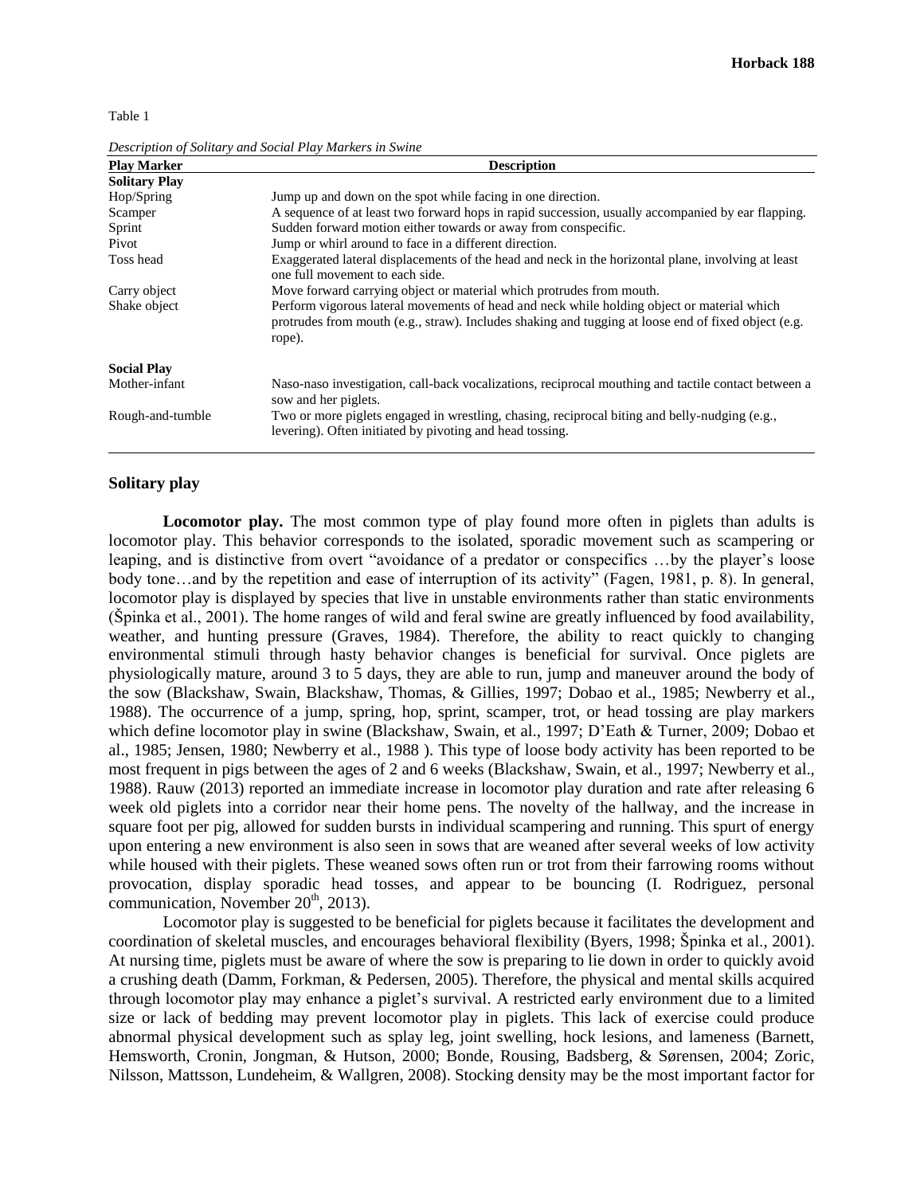Table 1

*Description of Solitary and Social Play Markers in Swine*

| Play Marker | Description |
|---|---|
| **Solitary Play** | |
| Hop/Spring | Jump up and down on the spot while facing in one direction. |
| Scamper | A sequence of at least two forward hops in rapid succession, usually accompanied by ear flapping. |
| Sprint | Sudden forward motion either towards or away from conspecific. |
| Pivot | Jump or whirl around to face in a different direction. |
| Toss head | Exaggerated lateral displacements of the head and neck in the horizontal plane, involving at least one full movement to each side. |
| Carry object | Move forward carrying object or material which protrudes from mouth. |
| Shake object | Perform vigorous lateral movements of head and neck while holding object or material which protrudes from mouth (e.g., straw). Includes shaking and tugging at loose end of fixed object (e.g. rope). |
| **Social Play** | |
| Mother-infant | Naso-naso investigation, call-back vocalizations, reciprocal mouthing and tactile contact between a sow and her piglets. |
| Rough-and-tumble | Two or more piglets engaged in wrestling, chasing, reciprocal biting and belly-nudging (e.g., levering). Often initiated by pivoting and head tossing. |

## Solitary play

**Locomotor play.** The most common type of play found more often in piglets than adults is locomotor play. This behavior corresponds to the isolated, sporadic movement such as scampering or leaping, and is distinctive from overt "avoidance of a predator or conspecifics …by the player's loose body tone…and by the repetition and ease of interruption of its activity" (Fagen, 1981, p. 8). In general, locomotor play is displayed by species that live in unstable environments rather than static environments (Špinka et al., 2001). The home ranges of wild and feral swine are greatly influenced by food availability, weather, and hunting pressure (Graves, 1984). Therefore, the ability to react quickly to changing environmental stimuli through hasty behavior changes is beneficial for survival. Once piglets are physiologically mature, around 3 to 5 days, they are able to run, jump and maneuver around the body of the sow (Blackshaw, Swain, Blackshaw, Thomas, & Gillies, 1997; Dobao et al., 1985; Newberry et al., 1988). The occurrence of a jump, spring, hop, sprint, scamper, trot, or head tossing are play markers which define locomotor play in swine (Blackshaw, Swain, et al., 1997; D'Eath & Turner, 2009; Dobao et al., 1985; Jensen, 1980; Newberry et al., 1988 ). This type of loose body activity has been reported to be most frequent in pigs between the ages of 2 and 6 weeks (Blackshaw, Swain, et al., 1997; Newberry et al., 1988). Rauw (2013) reported an immediate increase in locomotor play duration and rate after releasing 6 week old piglets into a corridor near their home pens. The novelty of the hallway, and the increase in square foot per pig, allowed for sudden bursts in individual scampering and running. This spurt of energy upon entering a new environment is also seen in sows that are weaned after several weeks of low activity while housed with their piglets. These weaned sows often run or trot from their farrowing rooms without provocation, display sporadic head tosses, and appear to be bouncing (I. Rodriguez, personal communication, November 20th, 2013).

Locomotor play is suggested to be beneficial for piglets because it facilitates the development and coordination of skeletal muscles, and encourages behavioral flexibility (Byers, 1998; Špinka et al., 2001). At nursing time, piglets must be aware of where the sow is preparing to lie down in order to quickly avoid a crushing death (Damm, Forkman, & Pedersen, 2005). Therefore, the physical and mental skills acquired through locomotor play may enhance a piglet's survival. A restricted early environment due to a limited size or lack of bedding may prevent locomotor play in piglets. This lack of exercise could produce abnormal physical development such as splay leg, joint swelling, hock lesions, and lameness (Barnett, Hemsworth, Cronin, Jongman, & Hutson, 2000; Bonde, Rousing, Badsberg, & Sørensen, 2004; Zoric, Nilsson, Mattsson, Lundeheim, & Wallgren, 2008). Stocking density may be the most important factor for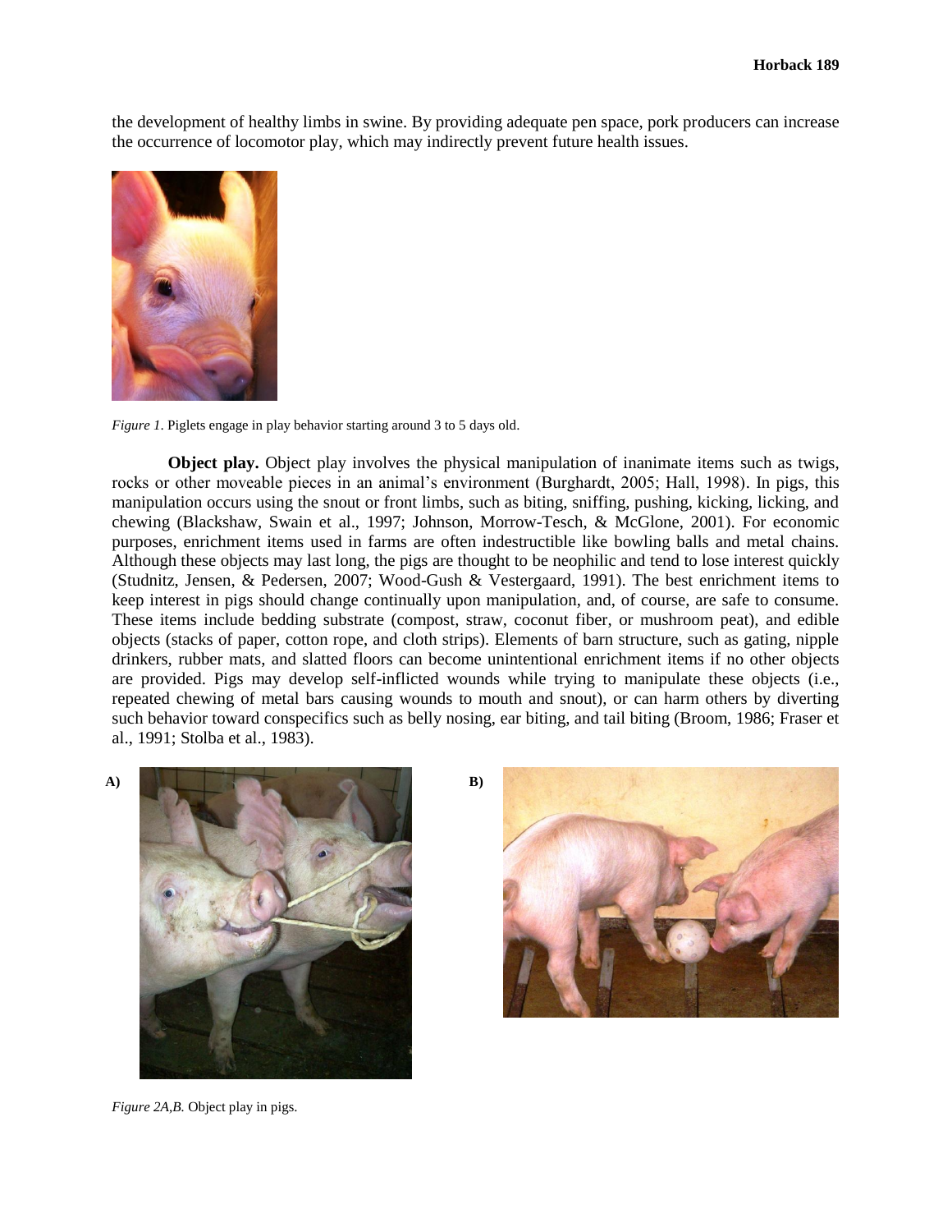the development of healthy limbs in swine. By providing adequate pen space, pork producers can increase the occurrence of locomotor play, which may indirectly prevent future health issues.

*Figure 1*. Piglets engage in play behavior starting around 3 to 5 days old.

**Object play.** Object play involves the physical manipulation of inanimate items such as twigs, rocks or other moveable pieces in an animal's environment (Burghardt, 2005; Hall, 1998). In pigs, this manipulation occurs using the snout or front limbs, such as biting, sniffing, pushing, kicking, licking, and chewing (Blackshaw, Swain et al., 1997; Johnson, Morrow-Tesch, & McGlone, 2001). For economic purposes, enrichment items used in farms are often indestructible like bowling balls and metal chains. Although these objects may last long, the pigs are thought to be neophilic and tend to lose interest quickly (Studnitz, Jensen, & Pedersen, 2007; Wood-Gush & Vestergaard, 1991). The best enrichment items to keep interest in pigs should change continually upon manipulation, and, of course, are safe to consume. These items include bedding substrate (compost, straw, coconut fiber, or mushroom peat), and edible objects (stacks of paper, cotton rope, and cloth strips). Elements of barn structure, such as gating, nipple drinkers, rubber mats, and slatted floors can become unintentional enrichment items if no other objects are provided. Pigs may develop self-inflicted wounds while trying to manipulate these objects (i.e., repeated chewing of metal bars causing wounds to mouth and snout), or can harm others by diverting such behavior toward conspecifics such as belly nosing, ear biting, and tail biting (Broom, 1986; Fraser et al., 1991; Stolba et al., 1983).

A) B)

*Figure 2A,B.* Object play in pigs.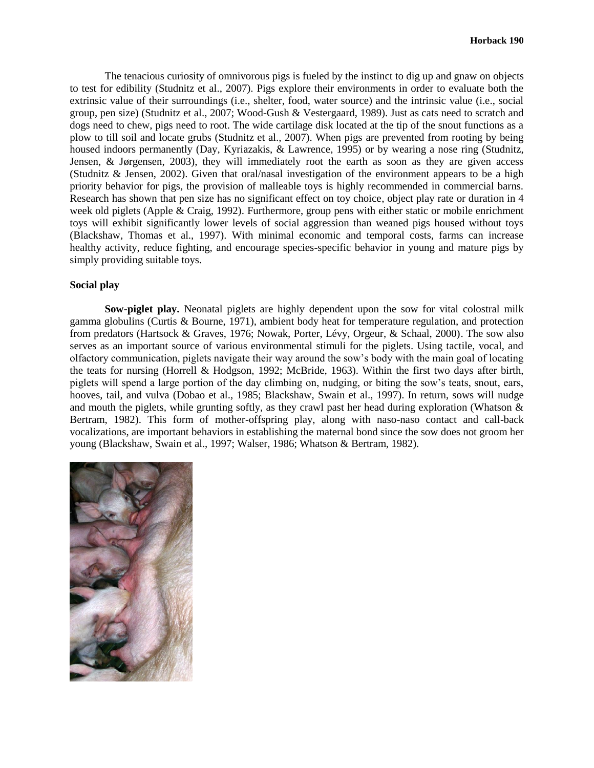The tenacious curiosity of omnivorous pigs is fueled by the instinct to dig up and gnaw on objects to test for edibility (Studnitz et al., 2007). Pigs explore their environments in order to evaluate both the extrinsic value of their surroundings (i.e., shelter, food, water source) and the intrinsic value (i.e., social group, pen size) (Studnitz et al., 2007; Wood-Gush & Vestergaard, 1989). Just as cats need to scratch and dogs need to chew, pigs need to root. The wide cartilage disk located at the tip of the snout functions as a plow to till soil and locate grubs (Studnitz et al., 2007). When pigs are prevented from rooting by being housed indoors permanently (Day, Kyriazakis, & Lawrence, 1995) or by wearing a nose ring (Studnitz, Jensen, & Jørgensen, 2003), they will immediately root the earth as soon as they are given access (Studnitz & Jensen, 2002). Given that oral/nasal investigation of the environment appears to be a high priority behavior for pigs, the provision of malleable toys is highly recommended in commercial barns. Research has shown that pen size has no significant effect on toy choice, object play rate or duration in 4 week old piglets (Apple & Craig, 1992). Furthermore, group pens with either static or mobile enrichment toys will exhibit significantly lower levels of social aggression than weaned pigs housed without toys (Blackshaw, Thomas et al., 1997). With minimal economic and temporal costs, farms can increase healthy activity, reduce fighting, and encourage species-specific behavior in young and mature pigs by simply providing suitable toys.

**Social play**

**Sow-piglet play.** Neonatal piglets are highly dependent upon the sow for vital colostral milk gamma globulins (Curtis & Bourne, 1971), ambient body heat for temperature regulation, and protection from predators (Hartsock & Graves, 1976; Nowak, Porter, Lévy, Orgeur, & Schaal, 2000). The sow also serves as an important source of various environmental stimuli for the piglets. Using tactile, vocal, and olfactory communication, piglets navigate their way around the sow's body with the main goal of locating the teats for nursing (Horrell & Hodgson, 1992; McBride, 1963). Within the first two days after birth, piglets will spend a large portion of the day climbing on, nudging, or biting the sow's teats, snout, ears, hooves, tail, and vulva (Dobao et al., 1985; Blackshaw, Swain et al., 1997). In return, sows will nudge and mouth the piglets, while grunting softly, as they crawl past her head during exploration (Whatson & Bertram, 1982). This form of mother-offspring play, along with naso-naso contact and call-back vocalizations, are important behaviors in establishing the maternal bond since the sow does not groom her young (Blackshaw, Swain et al., 1997; Walser, 1986; Whatson & Bertram, 1982).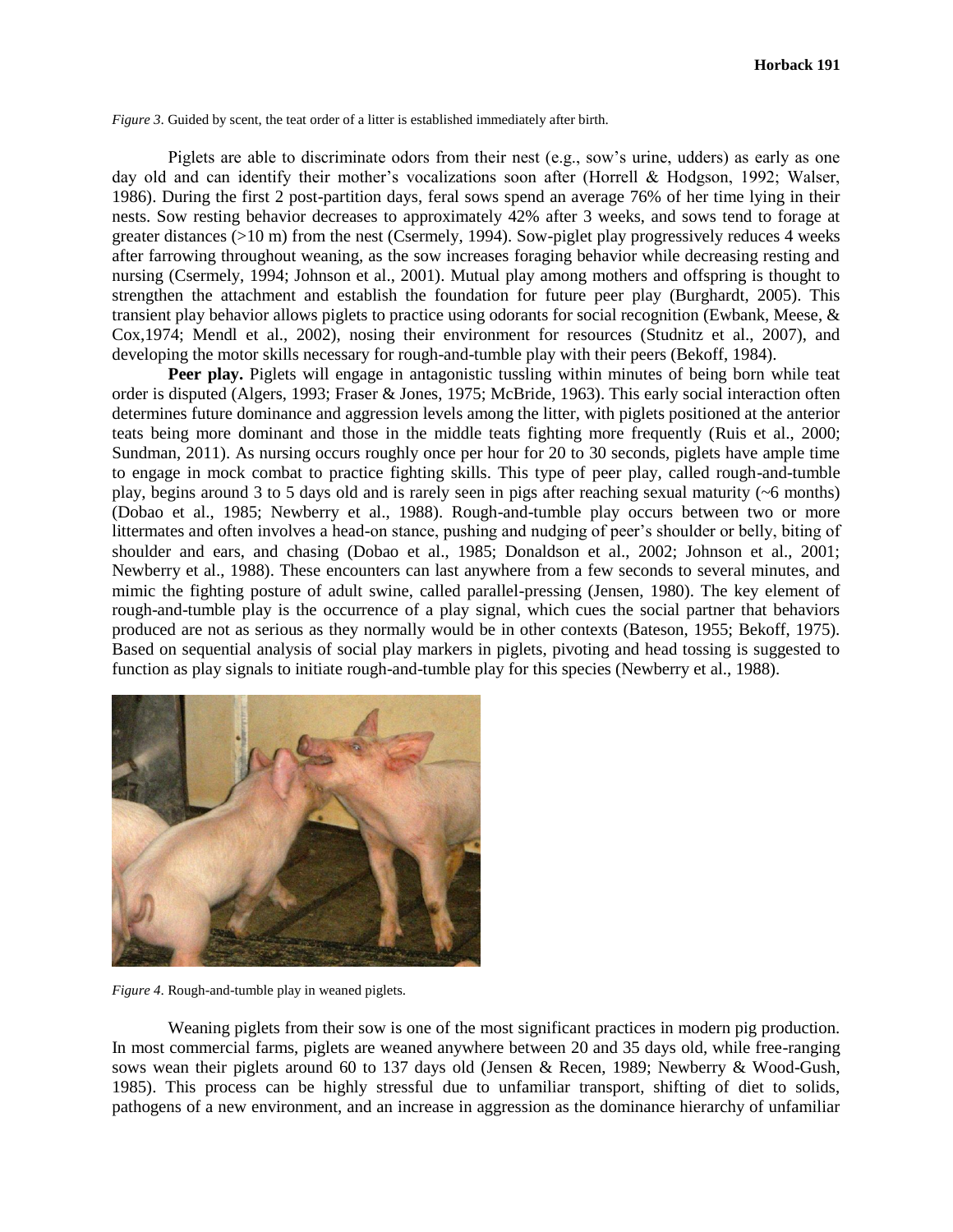*Figure 3*. Guided by scent, the teat order of a litter is established immediately after birth.

Piglets are able to discriminate odors from their nest (e.g., sow's urine, udders) as early as one day old and can identify their mother's vocalizations soon after (Horrell & Hodgson, 1992; Walser, 1986). During the first 2 post-partition days, feral sows spend an average 76% of her time lying in their nests. Sow resting behavior decreases to approximately 42% after 3 weeks, and sows tend to forage at greater distances (>10 m) from the nest (Csermely, 1994). Sow-piglet play progressively reduces 4 weeks after farrowing throughout weaning, as the sow increases foraging behavior while decreasing resting and nursing (Csermely, 1994; Johnson et al., 2001). Mutual play among mothers and offspring is thought to strengthen the attachment and establish the foundation for future peer play (Burghardt, 2005). This transient play behavior allows piglets to practice using odorants for social recognition (Ewbank, Meese, & Cox,1974; Mendl et al., 2002), nosing their environment for resources (Studnitz et al., 2007), and developing the motor skills necessary for rough-and-tumble play with their peers (Bekoff, 1984).

**Peer play.** Piglets will engage in antagonistic tussling within minutes of being born while teat order is disputed (Algers, 1993; Fraser & Jones, 1975; McBride, 1963). This early social interaction often determines future dominance and aggression levels among the litter, with piglets positioned at the anterior teats being more dominant and those in the middle teats fighting more frequently (Ruis et al., 2000; Sundman, 2011). As nursing occurs roughly once per hour for 20 to 30 seconds, piglets have ample time to engage in mock combat to practice fighting skills. This type of peer play, called rough-and-tumble play, begins around 3 to 5 days old and is rarely seen in pigs after reaching sexual maturity (~6 months) (Dobao et al., 1985; Newberry et al., 1988). Rough-and-tumble play occurs between two or more littermates and often involves a head-on stance, pushing and nudging of peer's shoulder or belly, biting of shoulder and ears, and chasing (Dobao et al., 1985; Donaldson et al., 2002; Johnson et al., 2001; Newberry et al., 1988). These encounters can last anywhere from a few seconds to several minutes, and mimic the fighting posture of adult swine, called parallel-pressing (Jensen, 1980). The key element of rough-and-tumble play is the occurrence of a play signal, which cues the social partner that behaviors produced are not as serious as they normally would be in other contexts (Bateson, 1955; Bekoff, 1975). Based on sequential analysis of social play markers in piglets, pivoting and head tossing is suggested to function as play signals to initiate rough-and-tumble play for this species (Newberry et al., 1988).

*Figure 4*. Rough-and-tumble play in weaned piglets.

Weaning piglets from their sow is one of the most significant practices in modern pig production. In most commercial farms, piglets are weaned anywhere between 20 and 35 days old, while free-ranging sows wean their piglets around 60 to 137 days old (Jensen & Recen, 1989; Newberry & Wood-Gush, 1985). This process can be highly stressful due to unfamiliar transport, shifting of diet to solids, pathogens of a new environment, and an increase in aggression as the dominance hierarchy of unfamiliar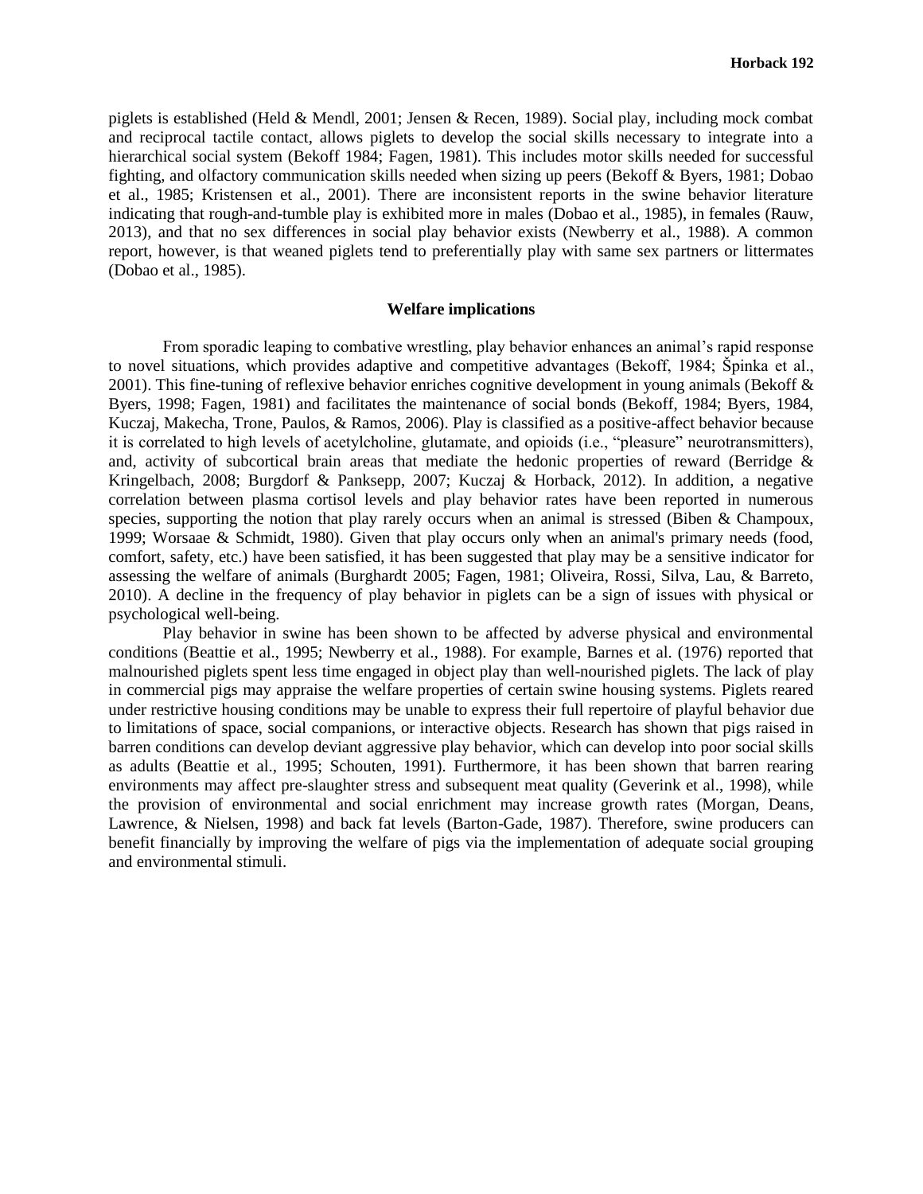piglets is established (Held & Mendl, 2001; Jensen & Recen, 1989). Social play, including mock combat and reciprocal tactile contact, allows piglets to develop the social skills necessary to integrate into a hierarchical social system (Bekoff 1984; Fagen, 1981). This includes motor skills needed for successful fighting, and olfactory communication skills needed when sizing up peers (Bekoff & Byers, 1981; Dobao et al., 1985; Kristensen et al., 2001). There are inconsistent reports in the swine behavior literature indicating that rough-and-tumble play is exhibited more in males (Dobao et al., 1985), in females (Rauw, 2013), and that no sex differences in social play behavior exists (Newberry et al., 1988). A common report, however, is that weaned piglets tend to preferentially play with same sex partners or littermates (Dobao et al., 1985).

## Welfare implications

From sporadic leaping to combative wrestling, play behavior enhances an animal's rapid response to novel situations, which provides adaptive and competitive advantages (Bekoff, 1984; Špinka et al., 2001). This fine-tuning of reflexive behavior enriches cognitive development in young animals (Bekoff & Byers, 1998; Fagen, 1981) and facilitates the maintenance of social bonds (Bekoff, 1984; Byers, 1984, Kuczaj, Makecha, Trone, Paulos, & Ramos, 2006). Play is classified as a positive-affect behavior because it is correlated to high levels of acetylcholine, glutamate, and opioids (i.e., "pleasure" neurotransmitters), and, activity of subcortical brain areas that mediate the hedonic properties of reward (Berridge & Kringelbach, 2008; Burgdorf & Panksepp, 2007; Kuczaj & Horback, 2012). In addition, a negative correlation between plasma cortisol levels and play behavior rates have been reported in numerous species, supporting the notion that play rarely occurs when an animal is stressed (Biben & Champoux, 1999; Worsaae & Schmidt, 1980). Given that play occurs only when an animal's primary needs (food, comfort, safety, etc.) have been satisfied, it has been suggested that play may be a sensitive indicator for assessing the welfare of animals (Burghardt 2005; Fagen, 1981; Oliveira, Rossi, Silva, Lau, & Barreto, 2010). A decline in the frequency of play behavior in piglets can be a sign of issues with physical or psychological well-being.

Play behavior in swine has been shown to be affected by adverse physical and environmental conditions (Beattie et al., 1995; Newberry et al., 1988). For example, Barnes et al. (1976) reported that malnourished piglets spent less time engaged in object play than well-nourished piglets. The lack of play in commercial pigs may appraise the welfare properties of certain swine housing systems. Piglets reared under restrictive housing conditions may be unable to express their full repertoire of playful behavior due to limitations of space, social companions, or interactive objects. Research has shown that pigs raised in barren conditions can develop deviant aggressive play behavior, which can develop into poor social skills as adults (Beattie et al., 1995; Schouten, 1991). Furthermore, it has been shown that barren rearing environments may affect pre-slaughter stress and subsequent meat quality (Geverink et al., 1998), while the provision of environmental and social enrichment may increase growth rates (Morgan, Deans, Lawrence, & Nielsen, 1998) and back fat levels (Barton-Gade, 1987). Therefore, swine producers can benefit financially by improving the welfare of pigs via the implementation of adequate social grouping and environmental stimuli.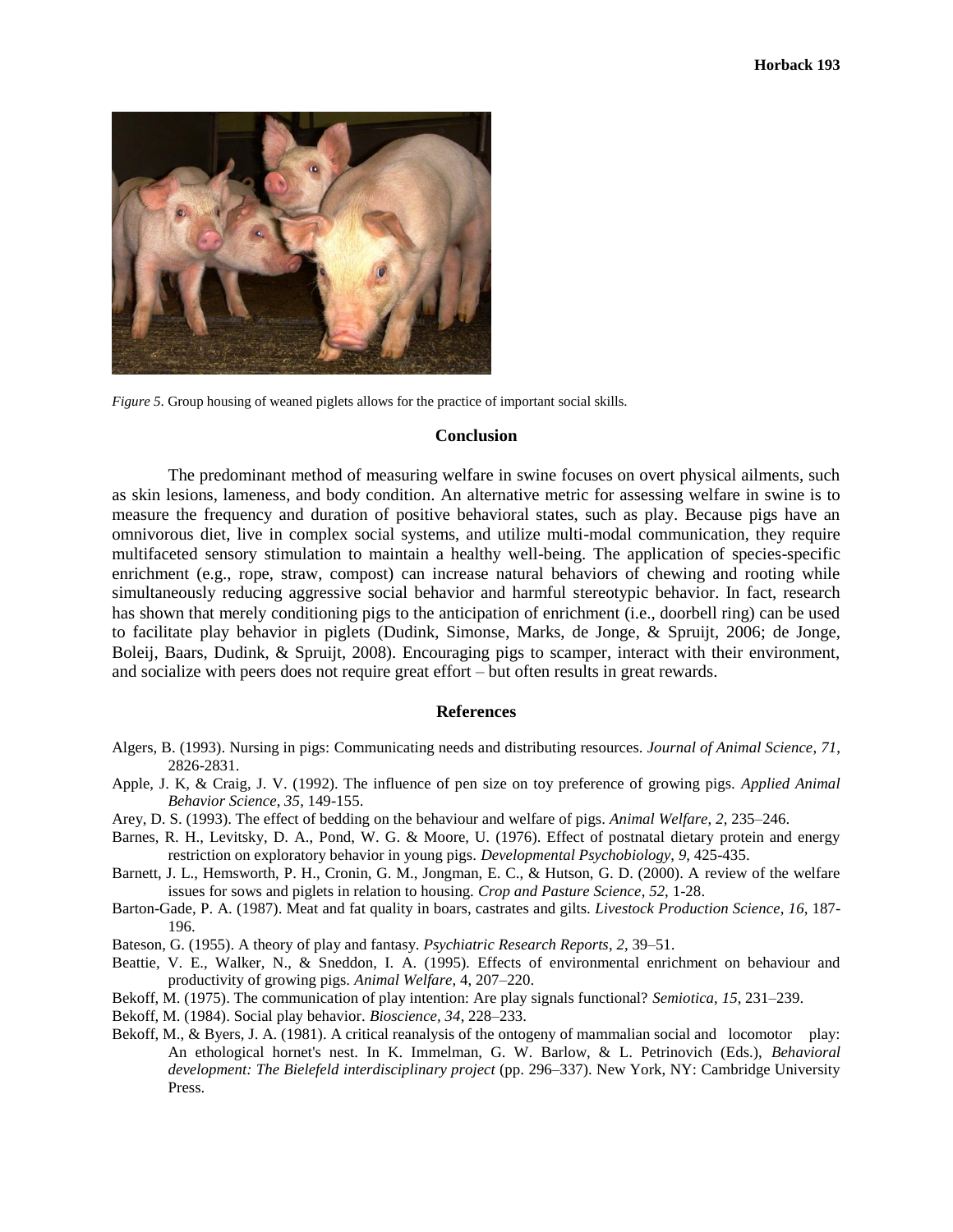*Figure 5*. Group housing of weaned piglets allows for the practice of important social skills.

## Conclusion

The predominant method of measuring welfare in swine focuses on overt physical ailments, such as skin lesions, lameness, and body condition. An alternative metric for assessing welfare in swine is to measure the frequency and duration of positive behavioral states, such as play. Because pigs have an omnivorous diet, live in complex social systems, and utilize multi-modal communication, they require multifaceted sensory stimulation to maintain a healthy well-being. The application of species-specific enrichment (e.g., rope, straw, compost) can increase natural behaviors of chewing and rooting while simultaneously reducing aggressive social behavior and harmful stereotypic behavior. In fact, research has shown that merely conditioning pigs to the anticipation of enrichment (i.e., doorbell ring) can be used to facilitate play behavior in piglets (Dudink, Simonse, Marks, de Jonge, & Spruijt, 2006; de Jonge, Boleij, Baars, Dudink, & Spruijt, 2008). Encouraging pigs to scamper, interact with their environment, and socialize with peers does not require great effort – but often results in great rewards.

## References

Algers, B. (1993). Nursing in pigs: Communicating needs and distributing resources. *Journal of Animal Science*, *71*, 2826-2831.

Apple, J. K, & Craig, J. V. (1992). The influence of pen size on toy preference of growing pigs. *Applied Animal Behavior Science*, *35*, 149-155.

Arey, D. S. (1993). The effect of bedding on the behaviour and welfare of pigs. *Animal Welfare*, *2*, 235–246.

Barnes, R. H., Levitsky, D. A., Pond, W. G. & Moore, U. (1976). Effect of postnatal dietary protein and energy restriction on exploratory behavior in young pigs. *Developmental Psychobiology*, *9*, 425-435.

Barnett, J. L., Hemsworth, P. H., Cronin, G. M., Jongman, E. C., & Hutson, G. D. (2000). A review of the welfare issues for sows and piglets in relation to housing. *Crop and Pasture Science*, *52*, 1-28.

Barton-Gade, P. A. (1987). Meat and fat quality in boars, castrates and gilts. *Livestock Production Science*, *16*, 187-196.

Bateson, G. (1955). A theory of play and fantasy. *Psychiatric Research Reports*, *2*, 39–51.

Beattie, V. E., Walker, N., & Sneddon, I. A. (1995). Effects of environmental enrichment on behaviour and productivity of growing pigs. *Animal Welfare*, 4, 207–220.

Bekoff, M. (1975). The communication of play intention: Are play signals functional? *Semiotica*, *15*, 231–239.

Bekoff, M. (1984). Social play behavior. *Bioscience*, *34*, 228–233.

Bekoff, M., & Byers, J. A. (1981). A critical reanalysis of the ontogeny of mammalian social and locomotor play: An ethological hornet's nest. In K. Immelman, G. W. Barlow, & L. Petrinovich (Eds.), *Behavioral development: The Bielefeld interdisciplinary project* (pp. 296–337). New York, NY: Cambridge University Press.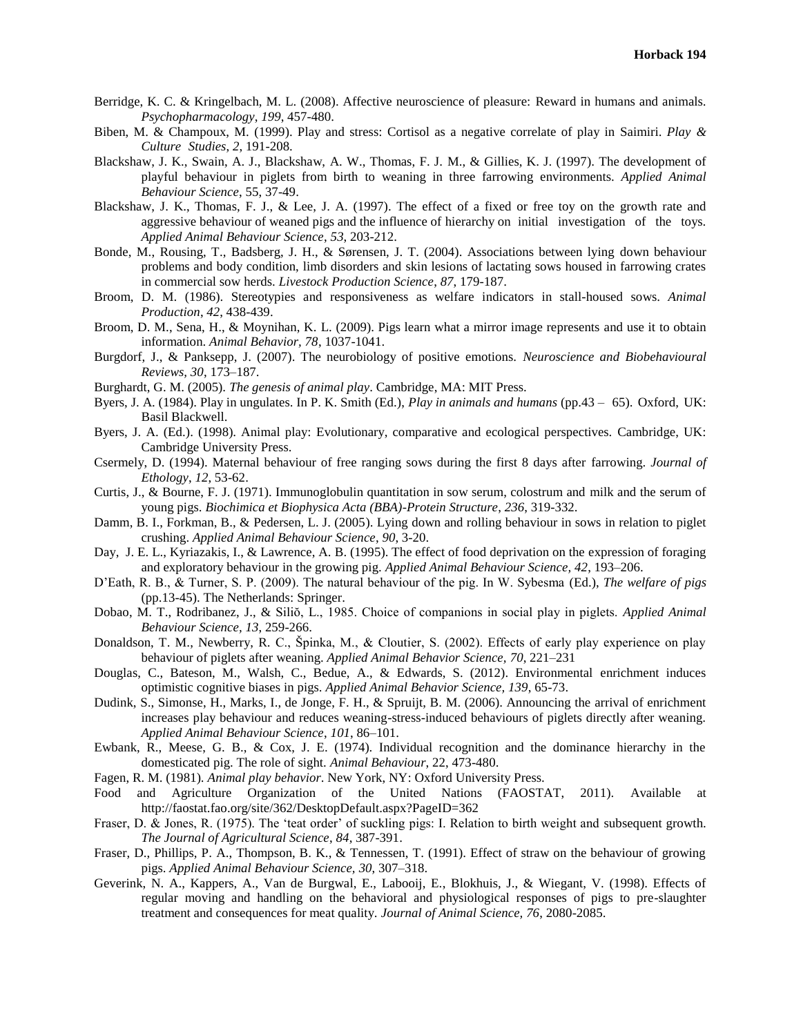Berridge, K. C. & Kringelbach, M. L. (2008). Affective neuroscience of pleasure: Reward in humans and animals. *Psychopharmacology*, *199*, 457-480.

Biben, M. & Champoux, M. (1999). Play and stress: Cortisol as a negative correlate of play in Saimiri. *Play & Culture Studies*, *2*, 191-208.

Blackshaw, J. K., Swain, A. J., Blackshaw, A. W., Thomas, F. J. M., & Gillies, K. J. (1997). The development of playful behaviour in piglets from birth to weaning in three farrowing environments. *Applied Animal Behaviour Science*, 55, 37-49.

Blackshaw, J. K., Thomas, F. J., & Lee, J. A. (1997). The effect of a fixed or free toy on the growth rate and aggressive behaviour of weaned pigs and the influence of hierarchy on initial investigation of the toys. *Applied Animal Behaviour Science*, *53*, 203-212.

Bonde, M., Rousing, T., Badsberg, J. H., & Sørensen, J. T. (2004). Associations between lying down behaviour problems and body condition, limb disorders and skin lesions of lactating sows housed in farrowing crates in commercial sow herds. *Livestock Production Science*, *87*, 179-187.

Broom, D. M. (1986). Stereotypies and responsiveness as welfare indicators in stall-housed sows. *Animal Production*, *42*, 438-439.

Broom, D. M., Sena, H., & Moynihan, K. L. (2009). Pigs learn what a mirror image represents and use it to obtain information. *Animal Behavior*, *78*, 1037-1041.

Burgdorf, J., & Panksepp, J. (2007). The neurobiology of positive emotions. *Neuroscience and Biobehavioural Reviews*, *30*, 173–187.

Burghardt, G. M. (2005). *The genesis of animal play*. Cambridge, MA: MIT Press.

Byers, J. A. (1984). Play in ungulates. In P. K. Smith (Ed.), *Play in animals and humans* (pp.43 – 65). Oxford, UK: Basil Blackwell.

Byers, J. A. (Ed.). (1998). Animal play: Evolutionary, comparative and ecological perspectives. Cambridge, UK: Cambridge University Press.

Csermely, D. (1994). Maternal behaviour of free ranging sows during the first 8 days after farrowing. *Journal of Ethology*, *12*, 53-62.

Curtis, J., & Bourne, F. J. (1971). Immunoglobulin quantitation in sow serum, colostrum and milk and the serum of young pigs. *Biochimica et Biophysica Acta (BBA)-Protein Structure*, *236*, 319-332.

Damm, B. I., Forkman, B., & Pedersen, L. J. (2005). Lying down and rolling behaviour in sows in relation to piglet crushing. *Applied Animal Behaviour Science*, *90*, 3-20.

Day, J. E. L., Kyriazakis, I., & Lawrence, A. B. (1995). The effect of food deprivation on the expression of foraging and exploratory behaviour in the growing pig. *Applied Animal Behaviour Science*, *42*, 193–206.

D'Eath, R. B., & Turner, S. P. (2009). The natural behaviour of the pig. In W. Sybesma (Ed.), *The welfare of pigs* (pp.13-45). The Netherlands: Springer.

Dobao, M. T., Rodribanez, J., & Siliŏ, L., 1985. Choice of companions in social play in piglets. *Applied Animal Behaviour Science*, *13*, 259-266.

Donaldson, T. M., Newberry, R. C., Špinka, M., & Cloutier, S. (2002). Effects of early play experience on play behaviour of piglets after weaning. *Applied Animal Behavior Science, 70*, 221–231

Douglas, C., Bateson, M., Walsh, C., Bedue, A., & Edwards, S. (2012). Environmental enrichment induces optimistic cognitive biases in pigs. *Applied Animal Behavior Science*, *139*, 65-73.

Dudink, S., Simonse, H., Marks, I., de Jonge, F. H., & Spruijt, B. M. (2006). Announcing the arrival of enrichment increases play behaviour and reduces weaning-stress-induced behaviours of piglets directly after weaning. *Applied Animal Behaviour Science*, *101*, 86–101.

Ewbank, R., Meese, G. B., & Cox, J. E. (1974). Individual recognition and the dominance hierarchy in the domesticated pig. The role of sight. *Animal Behaviour*, 22, 473-480.

Fagen, R. M. (1981). *Animal play behavior*. New York, NY: Oxford University Press.

Food and Agriculture Organization of the United Nations (FAOSTAT, 2011). Available at http://faostat.fao.org/site/362/DesktopDefault.aspx?PageID=362

Fraser, D. & Jones, R. (1975). The 'teat order' of suckling pigs: I. Relation to birth weight and subsequent growth. *The Journal of Agricultural Science*, *84*, 387-391.

Fraser, D., Phillips, P. A., Thompson, B. K., & Tennessen, T. (1991). Effect of straw on the behaviour of growing pigs. *Applied Animal Behaviour Science, 30*, 307–318.

Geverink, N. A., Kappers, A., Van de Burgwal, E., Lambooij, E., Blokhuis, J., & Wiegant, V. (1998). Effects of regular moving and handling on the behavioral and physiological responses of pigs to pre-slaughter treatment and consequences for meat quality. *Journal of Animal Science, 76*, 2080-2085.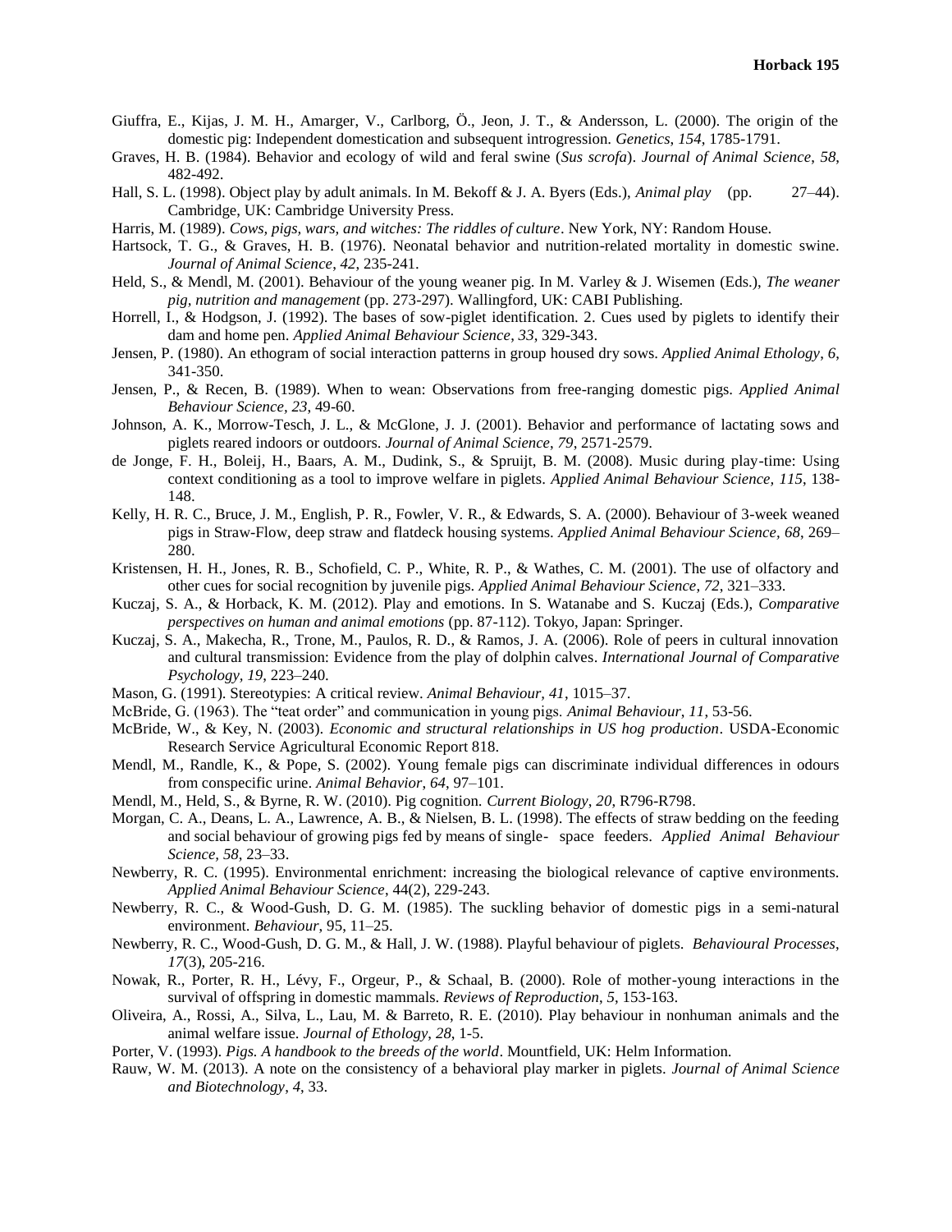Giuffra, E., Kijas, J. M. H., Amarger, V., Carlborg, Ö., Jeon, J. T., & Andersson, L. (2000). The origin of the domestic pig: Independent domestication and subsequent introgression. *Genetics*, *154*, 1785-1791.

Graves, H. B. (1984). Behavior and ecology of wild and feral swine (*Sus scrofa*). *Journal of Animal Science*, *58*, 482-492.

Hall, S. L. (1998). Object play by adult animals. In M. Bekoff & J. A. Byers (Eds.), *Animal play* (pp. 27–44). Cambridge, UK: Cambridge University Press.

Harris, M. (1989). *Cows, pigs, wars, and witches: The riddles of culture*. New York, NY: Random House.

Hartsock, T. G., & Graves, H. B. (1976). Neonatal behavior and nutrition-related mortality in domestic swine. *Journal of Animal Science*, *42*, 235-241.

Held, S., & Mendl, M. (2001). Behaviour of the young weaner pig. In M. Varley & J. Wisemen (Eds.), *The weaner pig, nutrition and management* (pp. 273-297). Wallingford, UK: CABI Publishing.

Horrell, I., & Hodgson, J. (1992). The bases of sow-piglet identification. 2. Cues used by piglets to identify their dam and home pen. *Applied Animal Behaviour Science*, *33*, 329-343.

Jensen, P. (1980). An ethogram of social interaction patterns in group housed dry sows. *Applied Animal Ethology*, *6*, 341-350.

Jensen, P., & Recen, B. (1989). When to wean: Observations from free-ranging domestic pigs. *Applied Animal Behaviour Science*, *23*, 49-60.

Johnson, A. K., Morrow-Tesch, J. L., & McGlone, J. J. (2001). Behavior and performance of lactating sows and piglets reared indoors or outdoors. *Journal of Animal Science*, *79*, 2571-2579.

de Jonge, F. H., Boleij, H., Baars, A. M., Dudink, S., & Spruijt, B. M. (2008). Music during play-time: Using context conditioning as a tool to improve welfare in piglets. *Applied Animal Behaviour Science, 115*, 138-148.

Kelly, H. R. C., Bruce, J. M., English, P. R., Fowler, V. R., & Edwards, S. A. (2000). Behaviour of 3-week weaned pigs in Straw-Flow, deep straw and flatdeck housing systems. *Applied Animal Behaviour Science, 68*, 269–280.

Kristensen, H. H., Jones, R. B., Schofield, C. P., White, R. P., & Wathes, C. M. (2001). The use of olfactory and other cues for social recognition by juvenile pigs. *Applied Animal Behaviour Science*, *72*, 321–333.

Kuczaj, S. A., & Horback, K. M. (2012). Play and emotions. In S. Watanabe and S. Kuczaj (Eds.), *Comparative perspectives on human and animal emotions* (pp. 87-112). Tokyo, Japan: Springer.

Kuczaj, S. A., Makecha, R., Trone, M., Paulos, R. D., & Ramos, J. A. (2006). Role of peers in cultural innovation and cultural transmission: Evidence from the play of dolphin calves. *International Journal of Comparative Psychology, 19*, 223–240.

Mason, G. (1991). Stereotypies: A critical review. *Animal Behaviour, 41*, 1015–37.

McBride, G. (1963). The "teat order" and communication in young pigs. *Animal Behaviour*, *11*, 53-56.

McBride, W., & Key, N. (2003). *Economic and structural relationships in US hog production*. USDA-Economic Research Service Agricultural Economic Report 818.

Mendl, M., Randle, K., & Pope, S. (2002). Young female pigs can discriminate individual differences in odours from conspecific urine. *Animal Behavior, 64*, 97–101.

Mendl, M., Held, S., & Byrne, R. W. (2010). Pig cognition. *Current Biology, 20,* R796-R798.

Morgan, C. A., Deans, L. A., Lawrence, A. B., & Nielsen, B. L. (1998). The effects of straw bedding on the feeding and social behaviour of growing pigs fed by means of single- space feeders. *Applied Animal Behaviour Science*, *58*, 23–33.

Newberry, R. C. (1995). Environmental enrichment: increasing the biological relevance of captive environments. *Applied Animal Behaviour Science*, 44(2), 229-243.

Newberry, R. C., & Wood-Gush, D. G. M. (1985). The suckling behavior of domestic pigs in a semi-natural environment. *Behaviour*, 95, 11–25.

Newberry, R. C., Wood-Gush, D. G. M., & Hall, J. W. (1988). Playful behaviour of piglets. *Behavioural Processes*, *17*(3), 205-216.

Nowak, R., Porter, R. H., Lévy, F., Orgeur, P., & Schaal, B. (2000). Role of mother-young interactions in the survival of offspring in domestic mammals. *Reviews of Reproduction*, *5*, 153-163.

Oliveira, A., Rossi, A., Silva, L., Lau, M. & Barreto, R. E. (2010). Play behaviour in nonhuman animals and the animal welfare issue. *Journal of Ethology*, *28*, 1-5.

Porter, V. (1993). *Pigs. A handbook to the breeds of the world*. Mountfield, UK: Helm Information.

Rauw, W. M. (2013). A note on the consistency of a behavioral play marker in piglets. *Journal of Animal Science and Biotechnology*, *4*, 33.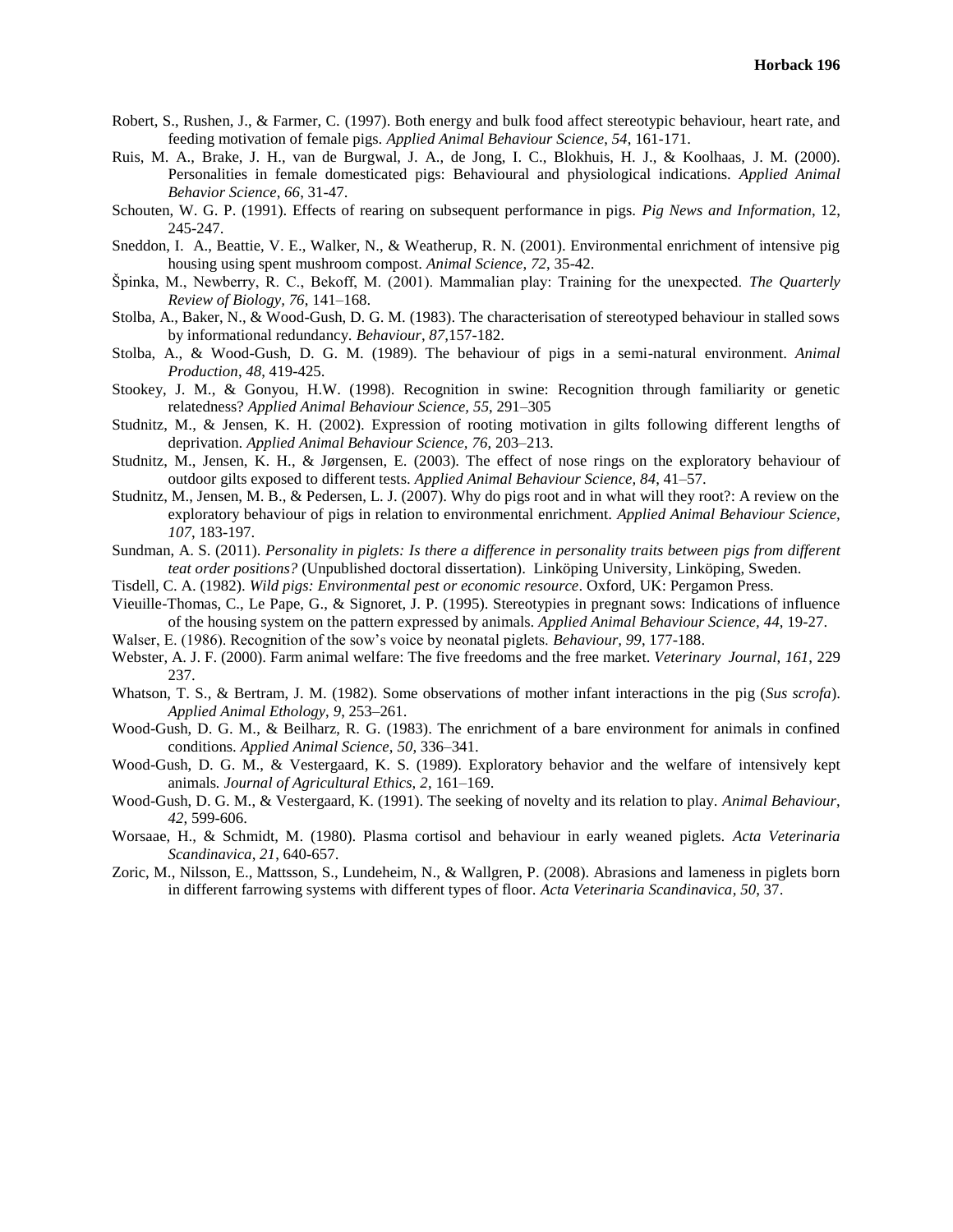Robert, S., Rushen, J., & Farmer, C. (1997). Both energy and bulk food affect stereotypic behaviour, heart rate, and feeding motivation of female pigs. *Applied Animal Behaviour Science*, *54*, 161-171.

Ruis, M. A., Brake, J. H., van de Burgwal, J. A., de Jong, I. C., Blokhuis, H. J., & Koolhaas, J. M. (2000). Personalities in female domesticated pigs: Behavioural and physiological indications. *Applied Animal Behavior Science*, *66*, 31-47.

Schouten, W. G. P. (1991). Effects of rearing on subsequent performance in pigs. *Pig News and Information*, 12, 245-247.

Sneddon, I. A., Beattie, V. E., Walker, N., & Weatherup, R. N. (2001). Environmental enrichment of intensive pig housing using spent mushroom compost. *Animal Science*, *72*, 35-42.

Špinka, M., Newberry, R. C., Bekoff, M. (2001). Mammalian play: Training for the unexpected. *The Quarterly Review of Biology*, *76*, 141–168.

Stolba, A., Baker, N., & Wood-Gush, D. G. M. (1983). The characterisation of stereotyped behaviour in stalled sows by informational redundancy. *Behaviour*, *87*,157-182.

Stolba, A., & Wood-Gush, D. G. M. (1989). The behaviour of pigs in a semi-natural environment. *Animal Production*, *48*, 419-425.

Stookey, J. M., & Gonyou, H.W. (1998). Recognition in swine: Recognition through familiarity or genetic relatedness? *Applied Animal Behaviour Science, 55*, 291–305

Studnitz, M., & Jensen, K. H. (2002). Expression of rooting motivation in gilts following different lengths of deprivation. *Applied Animal Behaviour Science, 76*, 203–213.

Studnitz, M., Jensen, K. H., & Jørgensen, E. (2003). The effect of nose rings on the exploratory behaviour of outdoor gilts exposed to different tests. *Applied Animal Behaviour Science, 84*, 41–57.

Studnitz, M., Jensen, M. B., & Pedersen, L. J. (2007). Why do pigs root and in what will they root?: A review on the exploratory behaviour of pigs in relation to environmental enrichment. *Applied Animal Behaviour Science, 107*, 183-197.

Sundman, A. S. (2011). *Personality in piglets: Is there a difference in personality traits between pigs from different teat order positions?* (Unpublished doctoral dissertation). Linköping University, Linköping, Sweden.

Tisdell, C. A. (1982). *Wild pigs: Environmental pest or economic resource*. Oxford, UK: Pergamon Press.

Vieuille-Thomas, C., Le Pape, G., & Signoret, J. P. (1995). Stereotypies in pregnant sows: Indications of influence of the housing system on the pattern expressed by animals. *Applied Animal Behaviour Science, 44*, 19-27.

Walser, E. (1986). Recognition of the sow's voice by neonatal piglets. *Behaviour, 99*, 177-188.

Webster, A. J. F. (2000). Farm animal welfare: The five freedoms and the free market. *Veterinary Journal*, *161*, 229 237.

Whatson, T. S., & Bertram, J. M. (1982). Some observations of mother infant interactions in the pig (*Sus scrofa*). *Applied Animal Ethology*, *9*, 253–261.

Wood-Gush, D. G. M., & Beilharz, R. G. (1983). The enrichment of a bare environment for animals in confined conditions. *Applied Animal Science, 50*, 336–341.

Wood-Gush, D. G. M., & Vestergaard, K. S. (1989). Exploratory behavior and the welfare of intensively kept animals. *Journal of Agricultural Ethics, 2*, 161–169.

Wood-Gush, D. G. M., & Vestergaard, K. (1991). The seeking of novelty and its relation to play. *Animal Behaviour*, *42*, 599-606.

Worsaae, H., & Schmidt, M. (1980). Plasma cortisol and behaviour in early weaned piglets. *Acta Veterinaria Scandinavica, 21*, 640-657.

Zoric, M., Nilsson, E., Mattsson, S., Lundeheim, N., & Wallgren, P. (2008). Abrasions and lameness in piglets born in different farrowing systems with different types of floor. *Acta Veterinaria Scandinavica*, *50*, 37.